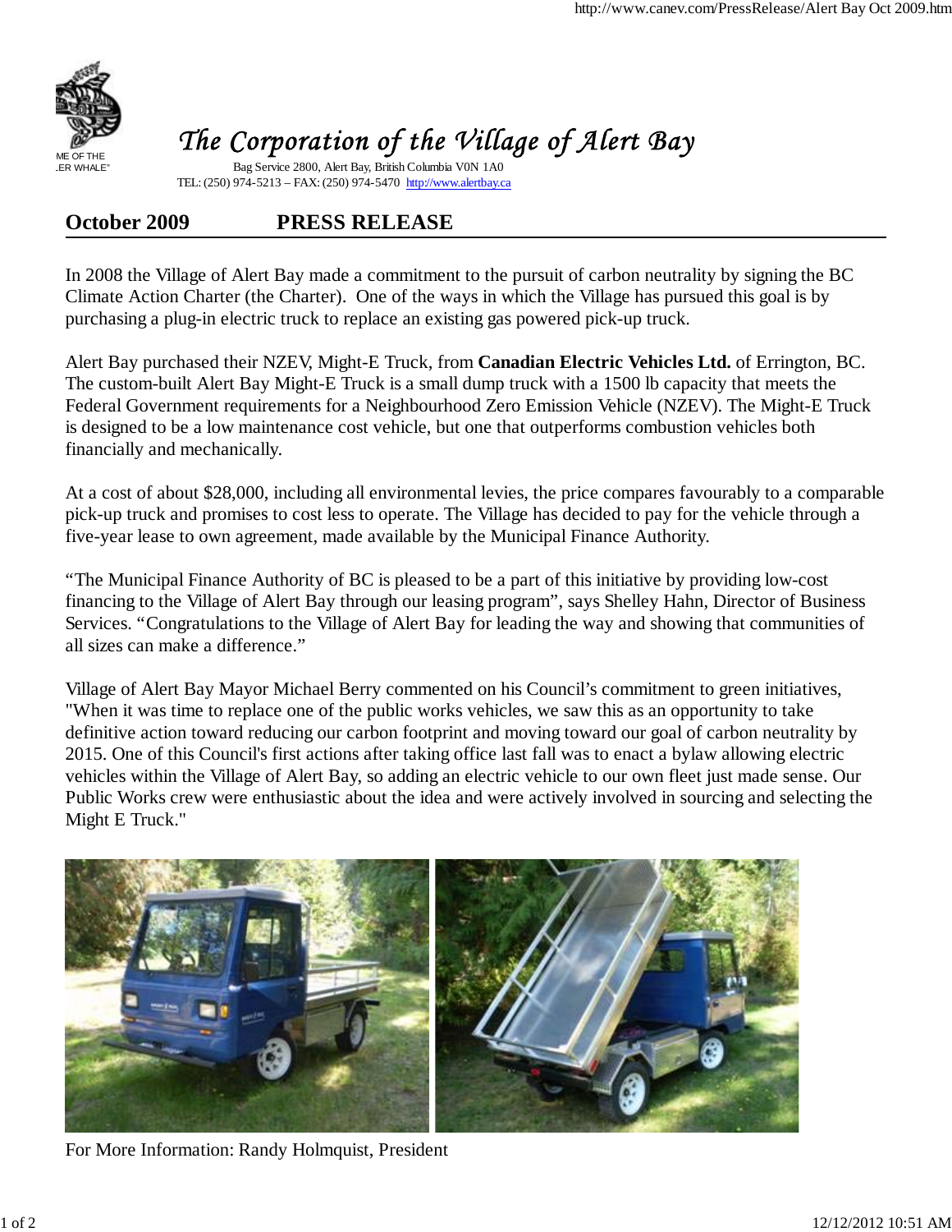ME OF THE
.ER WHALE"

# The Corporation of the Village of Alert Bay

Bag Service 2800, Alert Bay, British Columbia V0N 1A0
TEL: (250) 974-5213 – FAX: (250) 974-5470 http://www.alertbay.ca

## October 2009 PRESS RELEASE

In 2008 the Village of Alert Bay made a commitment to the pursuit of carbon neutrality by signing the BC Climate Action Charter (the Charter). One of the ways in which the Village has pursued this goal is by purchasing a plug-in electric truck to replace an existing gas powered pick-up truck.

Alert Bay purchased their NZEV, Might-E Truck, from **Canadian Electric Vehicles Ltd.** of Errington, BC. The custom-built Alert Bay Might-E Truck is a small dump truck with a 1500 lb capacity that meets the Federal Government requirements for a Neighbourhood Zero Emission Vehicle (NZEV). The Might-E Truck is designed to be a low maintenance cost vehicle, but one that outperforms combustion vehicles both financially and mechanically.

At a cost of about $28,000, including all environmental levies, the price compares favourably to a comparable pick-up truck and promises to cost less to operate. The Village has decided to pay for the vehicle through a five-year lease to own agreement, made available by the Municipal Finance Authority.

"The Municipal Finance Authority of BC is pleased to be a part of this initiative by providing low-cost financing to the Village of Alert Bay through our leasing program", says Shelley Hahn, Director of Business Services. "Congratulations to the Village of Alert Bay for leading the way and showing that communities of all sizes can make a difference."

Village of Alert Bay Mayor Michael Berry commented on his Council's commitment to green initiatives, "When it was time to replace one of the public works vehicles, we saw this as an opportunity to take definitive action toward reducing our carbon footprint and moving toward our goal of carbon neutrality by 2015. One of this Council's first actions after taking office last fall was to enact a bylaw allowing electric vehicles within the Village of Alert Bay, so adding an electric vehicle to our own fleet just made sense. Our Public Works crew were enthusiastic about the idea and were actively involved in sourcing and selecting the Might E Truck."

For More Information: Randy Holmquist, President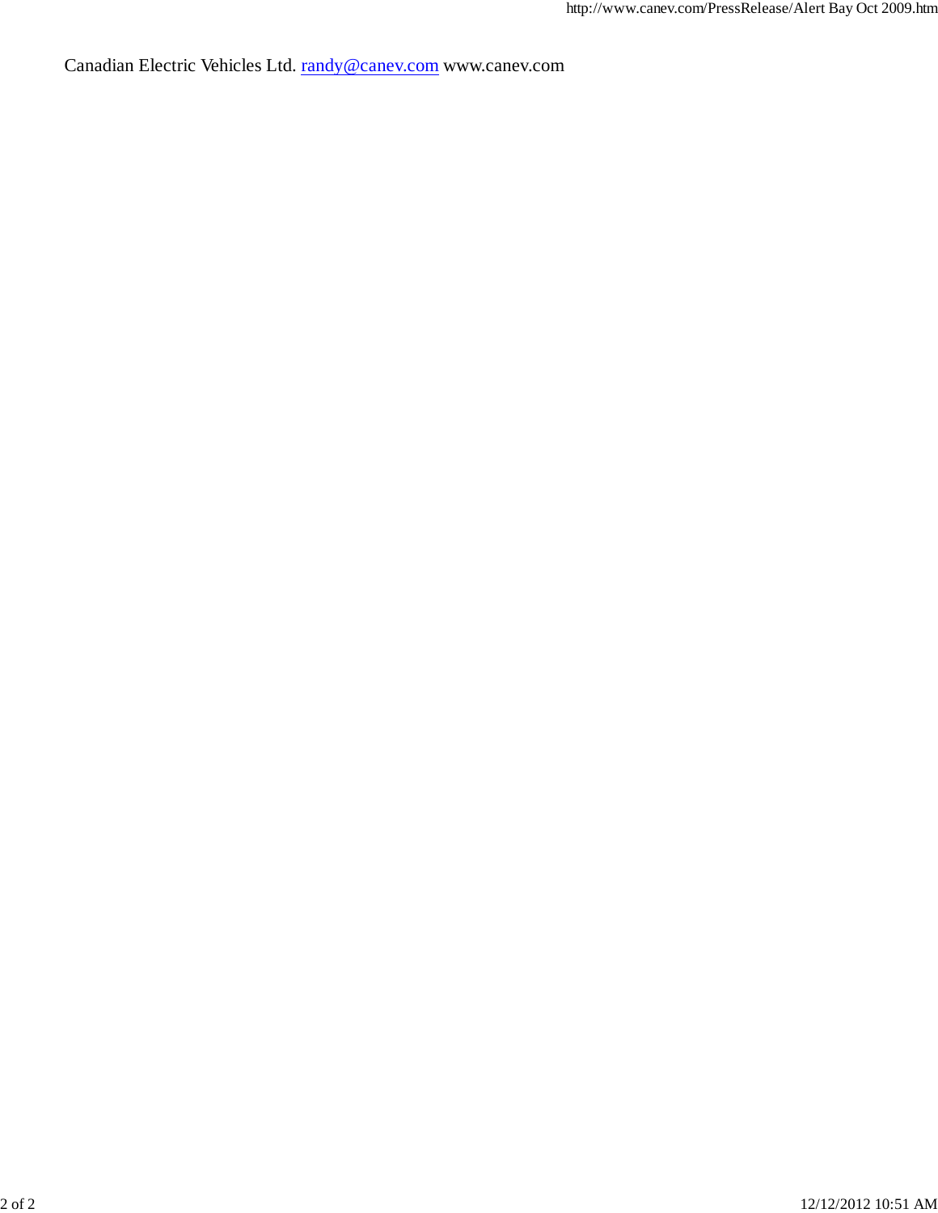Canadian Electric Vehicles Ltd. randy@canev.com www.canev.com